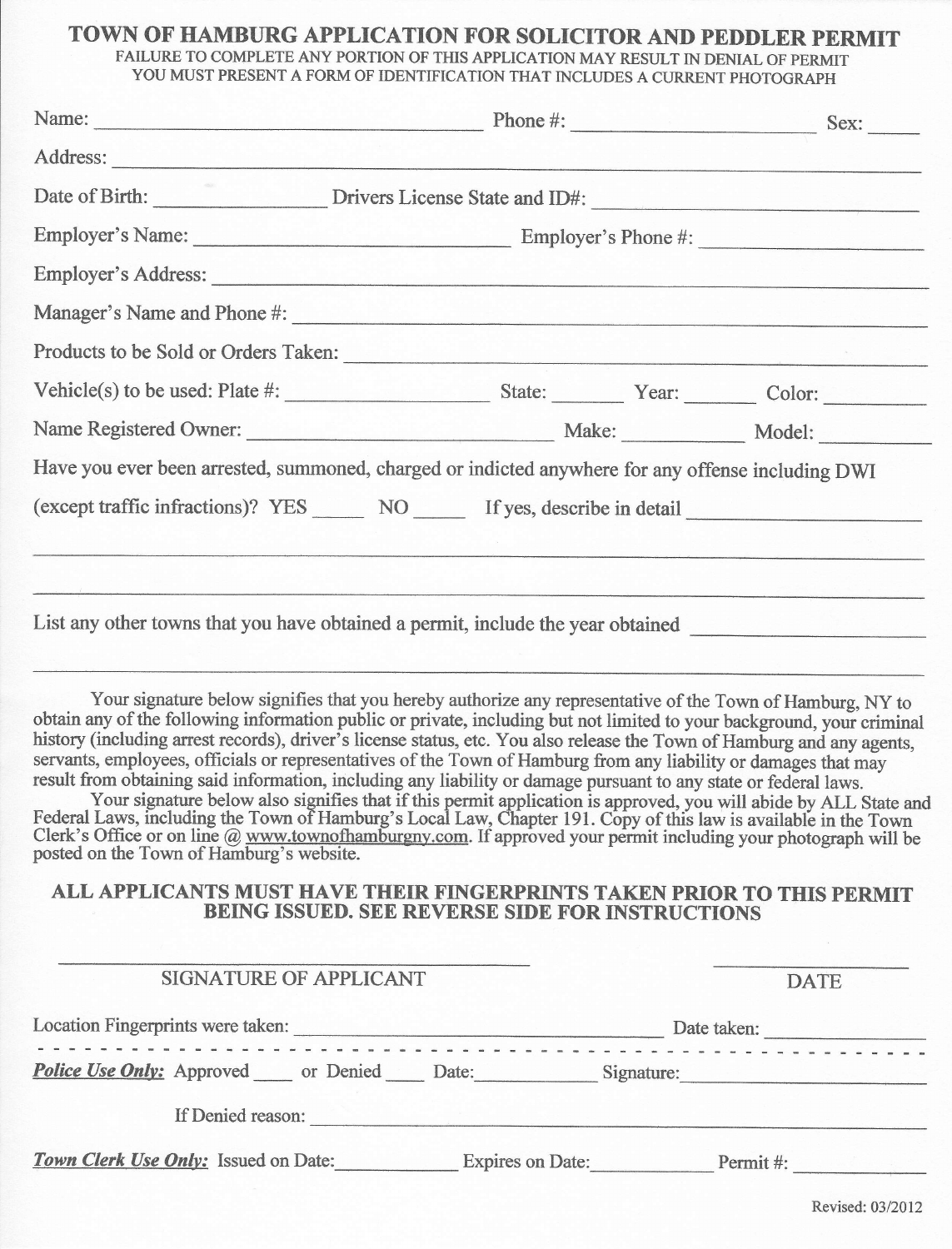# TOWN OF HAMBURG APPLICATION FOR SOLICITOR AND PEDDLER PERMIT

FAILURE TO COMPLETE ANY PORTION OF THIS APPLICATION MAY RESULT IN DENIAL OF PERMIT
YOU MUST PRESENT A FORM OF IDENTIFICATION THAT INCLUDES A CURRENT PHOTOGRAPH

Name: ______________________________ Phone #: ____________________ Sex: _____

Address: ______________________________________________________________

Date of Birth: ______________ Drivers License State and ID#: ______________________

Employer's Name: ________________________ Employer's Phone #: _________________

Employer's Address: ____________________________________________________

Manager's Name and Phone #: ____________________________________________

Products to be Sold or Orders Taken: ______________________________________

Vehicle(s) to be used: Plate #: ________________ State: ______ Year: ______ Color: ________

Name Registered Owner: ________________________ Make: __________ Model: __________

Have you ever been arrested, summoned, charged or indicted anywhere for any offense including DWI (except traffic infractions)? YES _____ NO _____ If yes, describe in detail ____________________

______________________________________________________________________

______________________________________________________________________

List any other towns that you have obtained a permit, include the year obtained ____________________

______________________________________________________________________

Your signature below signifies that you hereby authorize any representative of the Town of Hamburg, NY to obtain any of the following information public or private, including but not limited to your background, your criminal history (including arrest records), driver's license status, etc. You also release the Town of Hamburg and any agents, servants, employees, officials or representatives of the Town of Hamburg from any liability or damages that may result from obtaining said information, including any liability or damage pursuant to any state or federal laws.

Your signature below also signifies that if this permit application is approved, you will abide by ALL State and Federal Laws, including the Town of Hamburg's Local Law, Chapter 191. Copy of this law is available in the Town Clerk's Office or on line @ www.townofhamburgny.com. If approved your permit including your photograph will be posted on the Town of Hamburg's website.

**ALL APPLICANTS MUST HAVE THEIR FINGERPRINTS TAKEN PRIOR TO THIS PERMIT BEING ISSUED. SEE REVERSE SIDE FOR INSTRUCTIONS**

________________________________________ &nbsp;&nbsp;&nbsp;&nbsp; ______________
SIGNATURE OF APPLICANT &nbsp;&nbsp;&nbsp;&nbsp; DATE

Location Fingerprints were taken: ______________________________ Date taken: ______________

- - - - - - - - - - - - - - - - - - - - - - - - - - - - - - - - - - - - - - - - - - - - - - - -

***Police Use Only:*** Approved ____ or Denied ____ Date: __________ Signature: ____________________

If Denied reason: ______________________________________________________

***Town Clerk Use Only:*** Issued on Date: __________ Expires on Date: __________ Permit #: __________

Revised: 03/2012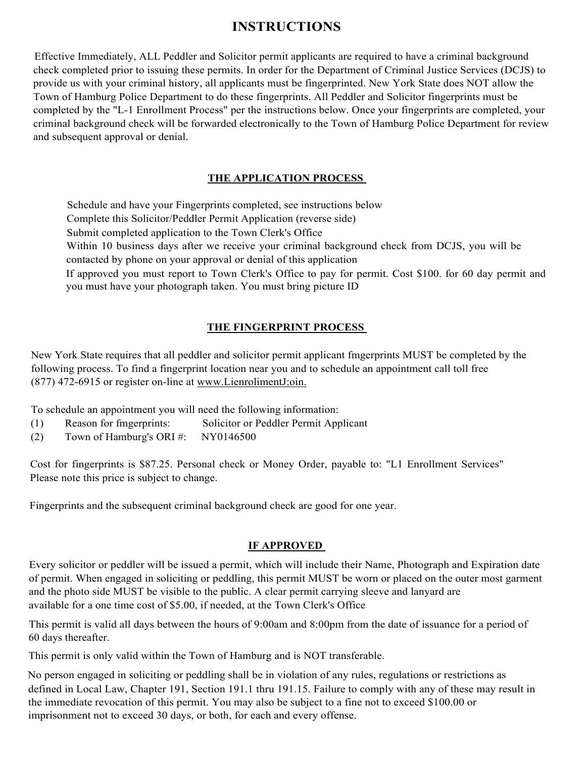# INSTRUCTIONS

Effective Immediately, ALL Peddler and Solicitor permit applicants are required to have a criminal background check completed prior to issuing these permits. In order for the Department of Criminal Justice Services (DCJS) to provide us with your criminal history, all applicants must be fingerprinted. New York State does NOT allow the Town of Hamburg Police Department to do these fingerprints. All Peddler and Solicitor fingerprints must be completed by the "L-1 Enrollment Process" per the instructions below. Once your fingerprints are completed, your criminal background check will be forwarded electronically to the Town of Hamburg Police Department for review and subsequent approval or denial.

## THE APPLICATION PROCESS

Schedule and have your Fingerprints completed, see instructions below

Complete this Solicitor/Peddler Permit Application (reverse side)

Submit completed application to the Town Clerk's Office

Within 10 business days after we receive your criminal background check from DCJS, you will be contacted by phone on your approval or denial of this application

If approved you must report to Town Clerk's Office to pay for permit. Cost $100. for 60 day permit and you must have your photograph taken. You must bring picture ID

## THE FINGERPRINT PROCESS

New York State requires that all peddler and solicitor permit applicant fmgerprints MUST be completed by the following process. To find a fingerprint location near you and to schedule an appointment call toll free (877) 472-6915 or register on-line at www.LienrolimentJ:oin.

To schedule an appointment you will need the following information:

(1) Reason for fmgerprints: Solicitor or Peddler Permit Applicant

(2) Town of Hamburg's ORI #: NY0146500

Cost for fingerprints is $87.25. Personal check or Money Order, payable to: "L1 Enrollment Services" Please note this price is subject to change.

Fingerprints and the subsequent criminal background check are good for one year.

## IF APPROVED

Every solicitor or peddler will be issued a permit, which will include their Name, Photograph and Expiration date of permit. When engaged in soliciting or peddling, this permit MUST be worn or placed on the outer most garment and the photo side MUST be visible to the public. A clear permit carrying sleeve and lanyard are available for a one time cost of $5.00, if needed, at the Town Clerk's Office

This permit is valid all days between the hours of 9:00am and 8:00pm from the date of issuance for a period of 60 days thereafter.

This permit is only valid within the Town of Hamburg and is NOT transferable.

No person engaged in soliciting or peddling shall be in violation of any rules, regulations or restrictions as defined in Local Law, Chapter 191, Section 191.1 thru 191.15. Failure to comply with any of these may result in the immediate revocation of this permit. You may also be subject to a fine not to exceed $100.00 or imprisonment not to exceed 30 days, or both, for each and every offense.